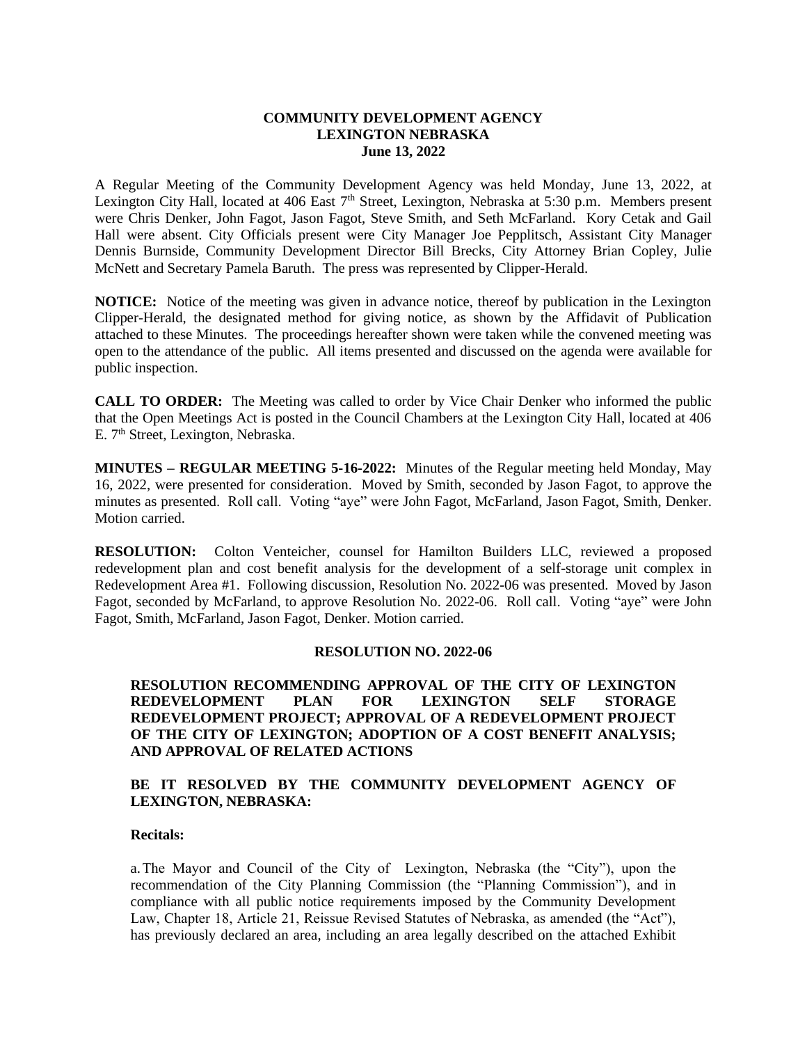**COMMUNITY DEVELOPMENT AGENCY**
**LEXINGTON NEBRASKA**
**June 13, 2022**

A Regular Meeting of the Community Development Agency was held Monday, June 13, 2022, at Lexington City Hall, located at 406 East 7th Street, Lexington, Nebraska at 5:30 p.m. Members present were Chris Denker, John Fagot, Jason Fagot, Steve Smith, and Seth McFarland. Kory Cetak and Gail Hall were absent. City Officials present were City Manager Joe Pepplitsch, Assistant City Manager Dennis Burnside, Community Development Director Bill Brecks, City Attorney Brian Copley, Julie McNett and Secretary Pamela Baruth. The press was represented by Clipper-Herald.

**NOTICE:** Notice of the meeting was given in advance notice, thereof by publication in the Lexington Clipper-Herald, the designated method for giving notice, as shown by the Affidavit of Publication attached to these Minutes. The proceedings hereafter shown were taken while the convened meeting was open to the attendance of the public. All items presented and discussed on the agenda were available for public inspection.

**CALL TO ORDER:** The Meeting was called to order by Vice Chair Denker who informed the public that the Open Meetings Act is posted in the Council Chambers at the Lexington City Hall, located at 406 E. 7th Street, Lexington, Nebraska.

**MINUTES – REGULAR MEETING 5-16-2022:** Minutes of the Regular meeting held Monday, May 16, 2022, were presented for consideration. Moved by Smith, seconded by Jason Fagot, to approve the minutes as presented. Roll call. Voting "aye" were John Fagot, McFarland, Jason Fagot, Smith, Denker. Motion carried.

**RESOLUTION:** Colton Venteicher, counsel for Hamilton Builders LLC, reviewed a proposed redevelopment plan and cost benefit analysis for the development of a self-storage unit complex in Redevelopment Area #1. Following discussion, Resolution No. 2022-06 was presented. Moved by Jason Fagot, seconded by McFarland, to approve Resolution No. 2022-06. Roll call. Voting "aye" were John Fagot, Smith, McFarland, Jason Fagot, Denker. Motion carried.

**RESOLUTION NO. 2022-06**

**RESOLUTION RECOMMENDING APPROVAL OF THE CITY OF LEXINGTON REDEVELOPMENT PLAN FOR LEXINGTON SELF STORAGE REDEVELOPMENT PROJECT; APPROVAL OF A REDEVELOPMENT PROJECT OF THE CITY OF LEXINGTON; ADOPTION OF A COST BENEFIT ANALYSIS; AND APPROVAL OF RELATED ACTIONS**

**BE IT RESOLVED BY THE COMMUNITY DEVELOPMENT AGENCY OF LEXINGTON, NEBRASKA:**

**Recitals:**

a. The Mayor and Council of the City of Lexington, Nebraska (the "City"), upon the recommendation of the City Planning Commission (the "Planning Commission"), and in compliance with all public notice requirements imposed by the Community Development Law, Chapter 18, Article 21, Reissue Revised Statutes of Nebraska, as amended (the "Act"), has previously declared an area, including an area legally described on the attached Exhibit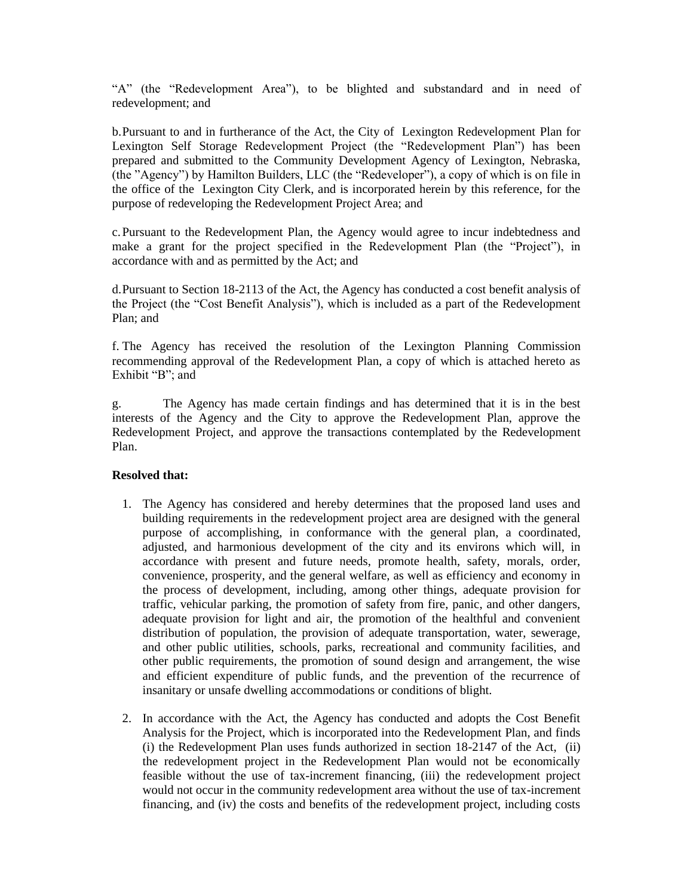"A" (the "Redevelopment Area"), to be blighted and substandard and in need of redevelopment; and

b. Pursuant to and in furtherance of the Act, the City of Lexington Redevelopment Plan for Lexington Self Storage Redevelopment Project (the "Redevelopment Plan") has been prepared and submitted to the Community Development Agency of Lexington, Nebraska, (the "Agency") by Hamilton Builders, LLC (the "Redeveloper"), a copy of which is on file in the office of the Lexington City Clerk, and is incorporated herein by this reference, for the purpose of redeveloping the Redevelopment Project Area; and

c. Pursuant to the Redevelopment Plan, the Agency would agree to incur indebtedness and make a grant for the project specified in the Redevelopment Plan (the "Project"), in accordance with and as permitted by the Act; and

d. Pursuant to Section 18-2113 of the Act, the Agency has conducted a cost benefit analysis of the Project (the "Cost Benefit Analysis"), which is included as a part of the Redevelopment Plan; and

f. The Agency has received the resolution of the Lexington Planning Commission recommending approval of the Redevelopment Plan, a copy of which is attached hereto as Exhibit "B"; and

g. The Agency has made certain findings and has determined that it is in the best interests of the Agency and the City to approve the Redevelopment Plan, approve the Redevelopment Project, and approve the transactions contemplated by the Redevelopment Plan.

**Resolved that:**

1. The Agency has considered and hereby determines that the proposed land uses and building requirements in the redevelopment project area are designed with the general purpose of accomplishing, in conformance with the general plan, a coordinated, adjusted, and harmonious development of the city and its environs which will, in accordance with present and future needs, promote health, safety, morals, order, convenience, prosperity, and the general welfare, as well as efficiency and economy in the process of development, including, among other things, adequate provision for traffic, vehicular parking, the promotion of safety from fire, panic, and other dangers, adequate provision for light and air, the promotion of the healthful and convenient distribution of population, the provision of adequate transportation, water, sewerage, and other public utilities, schools, parks, recreational and community facilities, and other public requirements, the promotion of sound design and arrangement, the wise and efficient expenditure of public funds, and the prevention of the recurrence of insanitary or unsafe dwelling accommodations or conditions of blight.

2. In accordance with the Act, the Agency has conducted and adopts the Cost Benefit Analysis for the Project, which is incorporated into the Redevelopment Plan, and finds (i) the Redevelopment Plan uses funds authorized in section 18-2147 of the Act, (ii) the redevelopment project in the Redevelopment Plan would not be economically feasible without the use of tax-increment financing, (iii) the redevelopment project would not occur in the community redevelopment area without the use of tax-increment financing, and (iv) the costs and benefits of the redevelopment project, including costs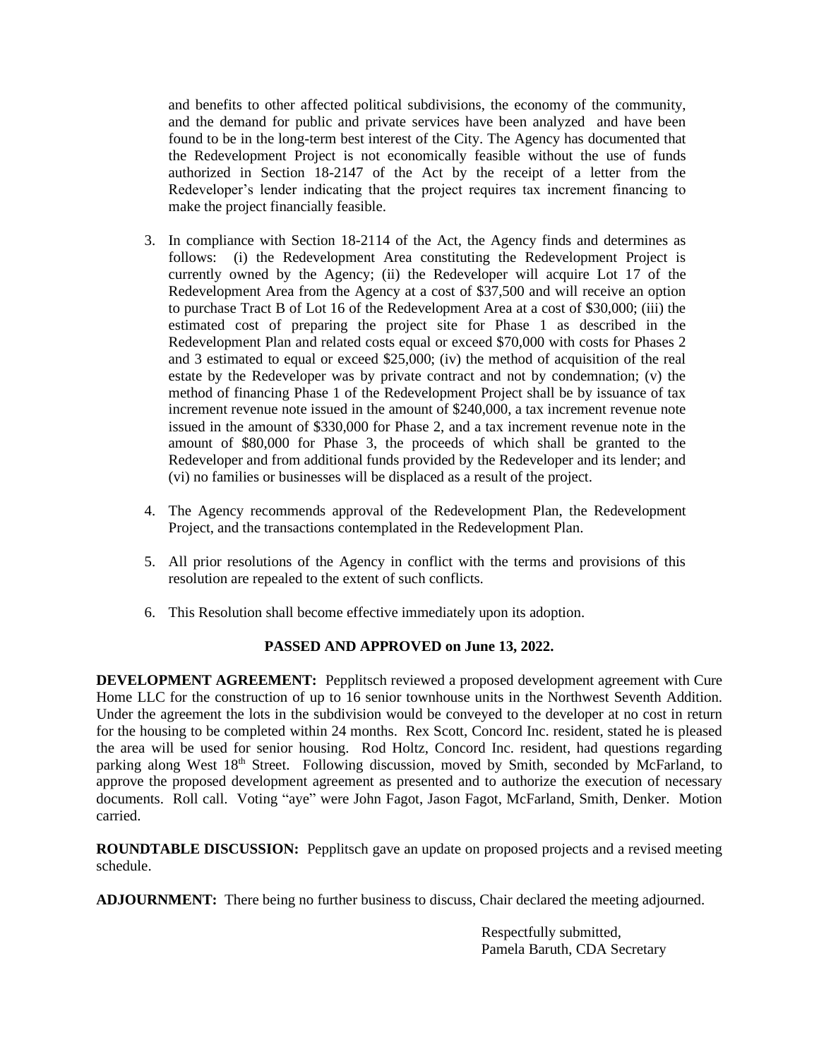and benefits to other affected political subdivisions, the economy of the community, and the demand for public and private services have been analyzed and have been found to be in the long-term best interest of the City. The Agency has documented that the Redevelopment Project is not economically feasible without the use of funds authorized in Section 18-2147 of the Act by the receipt of a letter from the Redeveloper's lender indicating that the project requires tax increment financing to make the project financially feasible.

3. In compliance with Section 18-2114 of the Act, the Agency finds and determines as follows: (i) the Redevelopment Area constituting the Redevelopment Project is currently owned by the Agency; (ii) the Redeveloper will acquire Lot 17 of the Redevelopment Area from the Agency at a cost of $37,500 and will receive an option to purchase Tract B of Lot 16 of the Redevelopment Area at a cost of $30,000; (iii) the estimated cost of preparing the project site for Phase 1 as described in the Redevelopment Plan and related costs equal or exceed $70,000 with costs for Phases 2 and 3 estimated to equal or exceed $25,000; (iv) the method of acquisition of the real estate by the Redeveloper was by private contract and not by condemnation; (v) the method of financing Phase 1 of the Redevelopment Project shall be by issuance of tax increment revenue note issued in the amount of $240,000, a tax increment revenue note issued in the amount of $330,000 for Phase 2, and a tax increment revenue note in the amount of $80,000 for Phase 3, the proceeds of which shall be granted to the Redeveloper and from additional funds provided by the Redeveloper and its lender; and (vi) no families or businesses will be displaced as a result of the project.

4. The Agency recommends approval of the Redevelopment Plan, the Redevelopment Project, and the transactions contemplated in the Redevelopment Plan.

5. All prior resolutions of the Agency in conflict with the terms and provisions of this resolution are repealed to the extent of such conflicts.

6. This Resolution shall become effective immediately upon its adoption.

**PASSED AND APPROVED on June 13, 2022.**

**DEVELOPMENT AGREEMENT:** Pepplitsch reviewed a proposed development agreement with Cure Home LLC for the construction of up to 16 senior townhouse units in the Northwest Seventh Addition. Under the agreement the lots in the subdivision would be conveyed to the developer at no cost in return for the housing to be completed within 24 months. Rex Scott, Concord Inc. resident, stated he is pleased the area will be used for senior housing. Rod Holtz, Concord Inc. resident, had questions regarding parking along West 18th Street. Following discussion, moved by Smith, seconded by McFarland, to approve the proposed development agreement as presented and to authorize the execution of necessary documents. Roll call. Voting "aye" were John Fagot, Jason Fagot, McFarland, Smith, Denker. Motion carried.

**ROUNDTABLE DISCUSSION:** Pepplitsch gave an update on proposed projects and a revised meeting schedule.

**ADJOURNMENT:** There being no further business to discuss, Chair declared the meeting adjourned.

Respectfully submitted,
Pamela Baruth, CDA Secretary